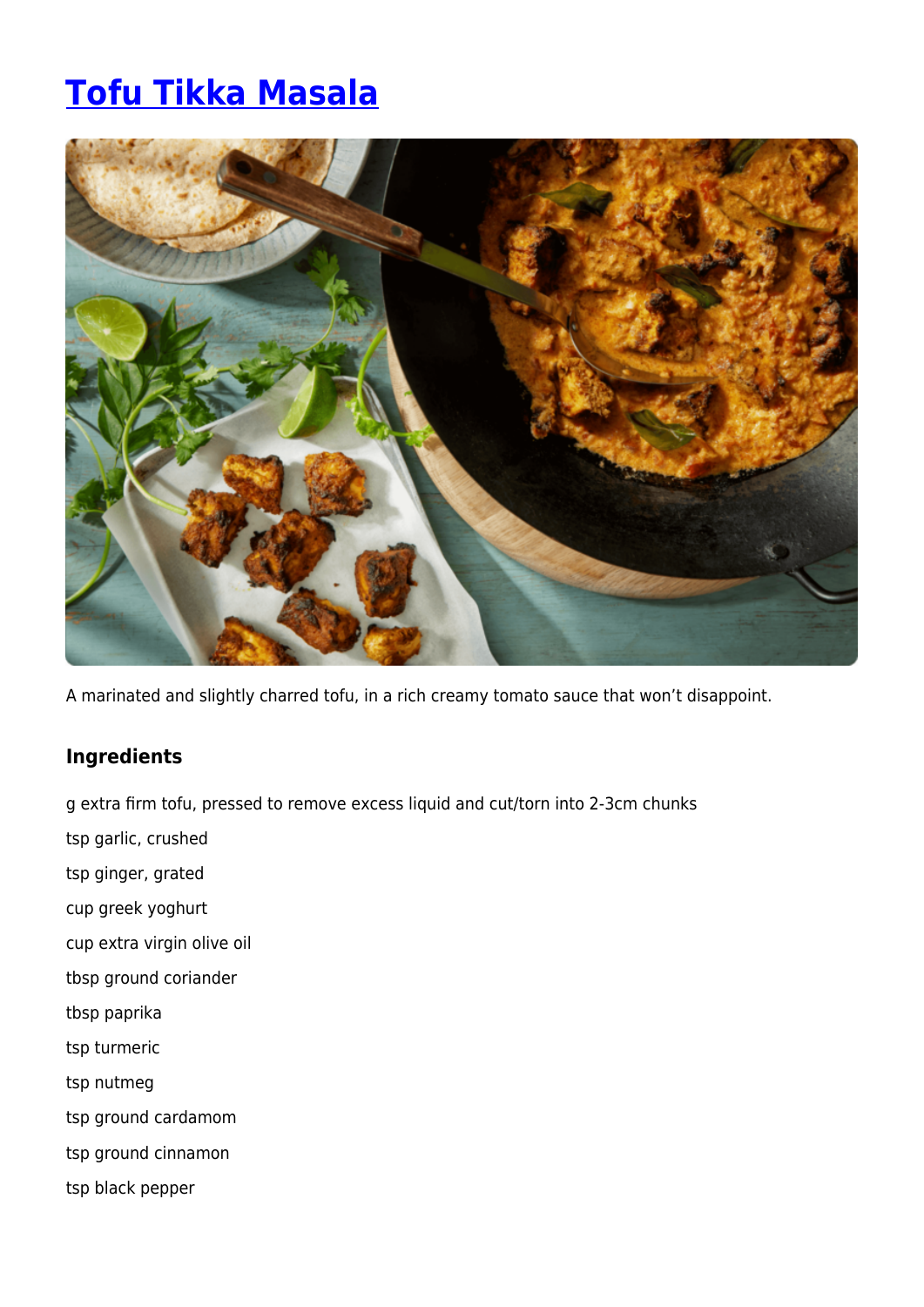# [Tofu Tikka Masala]()

A marinated and slightly charred tofu, in a rich creamy tomato sauce that won't disappoint.

### Ingredients

g extra firm tofu, pressed to remove excess liquid and cut/torn into 2-3cm chunks

tsp garlic, crushed

tsp ginger, grated

cup greek yoghurt

cup extra virgin olive oil

tbsp ground coriander

tbsp paprika

tsp turmeric

tsp nutmeg

tsp ground cardamom

tsp ground cinnamon

tsp black pepper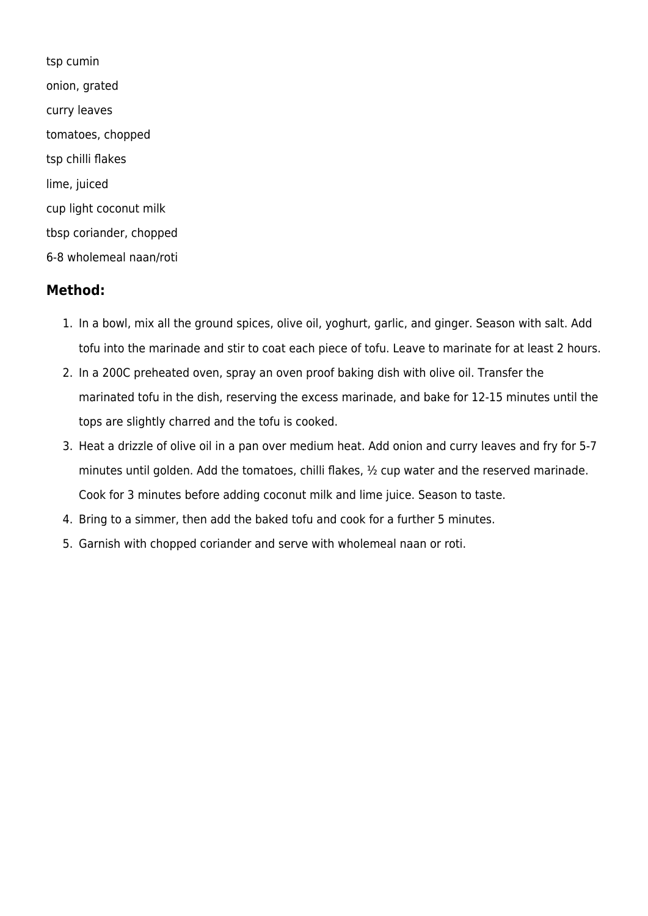tsp cumin

onion, grated

curry leaves

tomatoes, chopped

tsp chilli flakes

lime, juiced

cup light coconut milk

tbsp coriander, chopped

6-8 wholemeal naan/roti

### Method:

1. In a bowl, mix all the ground spices, olive oil, yoghurt, garlic, and ginger. Season with salt. Add tofu into the marinade and stir to coat each piece of tofu. Leave to marinate for at least 2 hours.
2. In a 200C preheated oven, spray an oven proof baking dish with olive oil. Transfer the marinated tofu in the dish, reserving the excess marinade, and bake for 12-15 minutes until the tops are slightly charred and the tofu is cooked.
3. Heat a drizzle of olive oil in a pan over medium heat. Add onion and curry leaves and fry for 5-7 minutes until golden. Add the tomatoes, chilli flakes, ½ cup water and the reserved marinade. Cook for 3 minutes before adding coconut milk and lime juice. Season to taste.
4. Bring to a simmer, then add the baked tofu and cook for a further 5 minutes.
5. Garnish with chopped coriander and serve with wholemeal naan or roti.